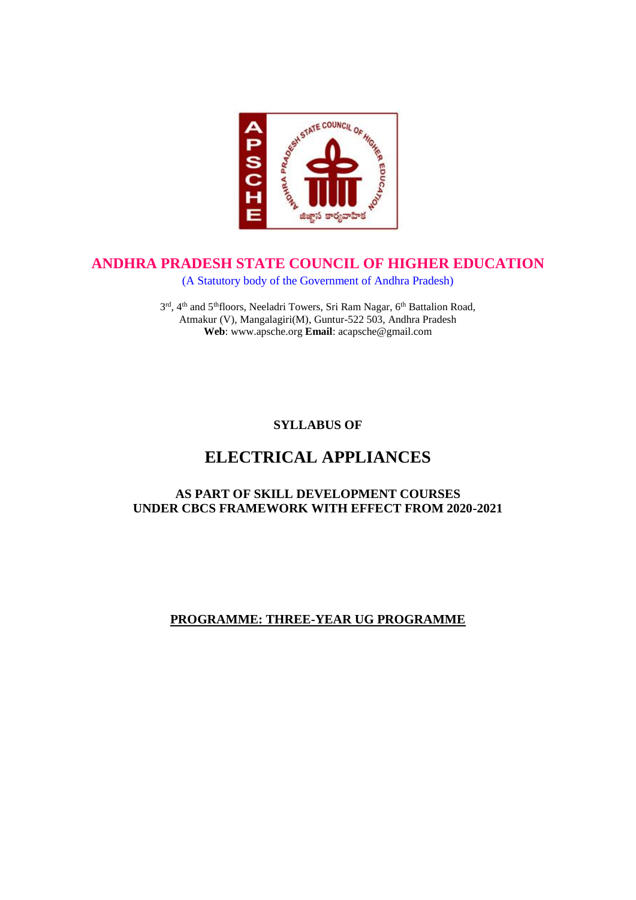# ANDHRA PRADESH STATE COUNCIL OF HIGHER EDUCATION

(A Statutory body of the Government of Andhra Pradesh)

3rd, 4th and 5th floors, Neeladri Towers, Sri Ram Nagar, 6th Battalion Road,
Atmakur (V), Mangalagiri(M), Guntur-522 503, Andhra Pradesh
**Web**: www.apsche.org **Email**: acapsche@gmail.com

**SYLLABUS OF**

## ELECTRICAL APPLIANCES

**AS PART OF SKILL DEVELOPMENT COURSES**
**UNDER CBCS FRAMEWORK WITH EFFECT FROM 2020-2021**

**PROGRAMME: THREE-YEAR UG PROGRAMME**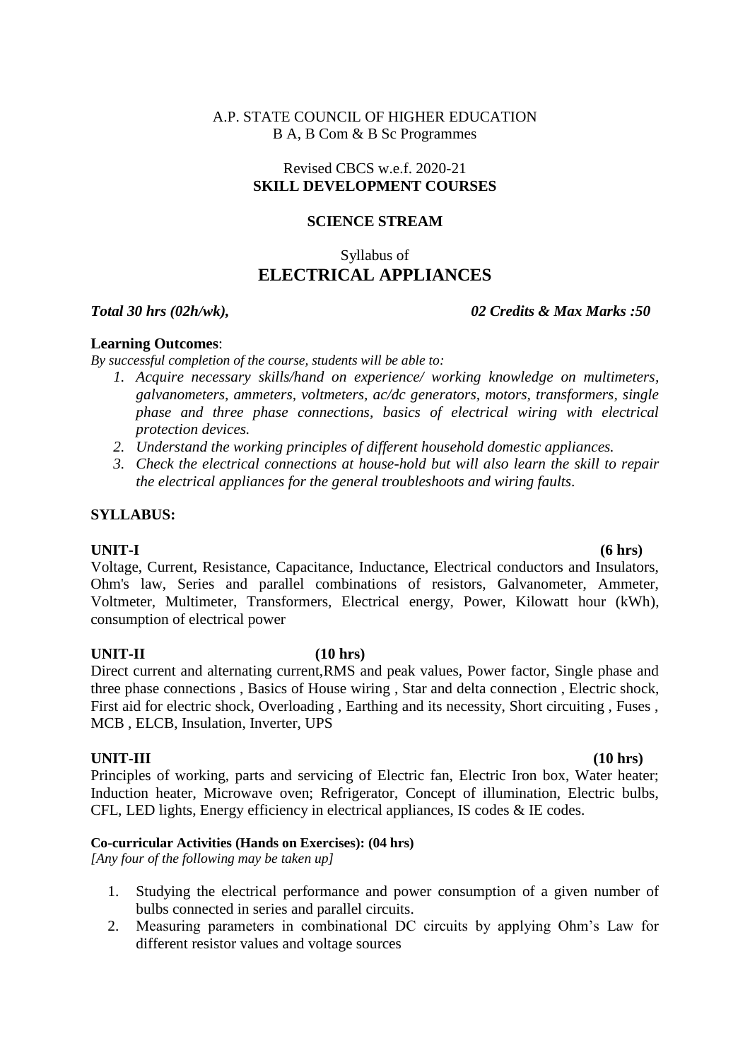A.P. STATE COUNCIL OF HIGHER EDUCATION
B A, B Com & B Sc Programmes

Revised CBCS w.e.f. 2020-21
**SKILL DEVELOPMENT COURSES**

**SCIENCE STREAM**

Syllabus of
# ELECTRICAL APPLIANCES

***Total 30 hrs (02h/wk), 02 Credits & Max Marks :50***

**Learning Outcomes**:
*By successful completion of the course, students will be able to:*

1. *Acquire necessary skills/hand on experience/ working knowledge on multimeters, galvanometers, ammeters, voltmeters, ac/dc generators, motors, transformers, single phase and three phase connections, basics of electrical wiring with electrical protection devices.*
2. *Understand the working principles of different household domestic appliances.*
3. *Check the electrical connections at house-hold but will also learn the skill to repair the electrical appliances for the general troubleshoots and wiring faults.*

**SYLLABUS:**

**UNIT-I (6 hrs)**
Voltage, Current, Resistance, Capacitance, Inductance, Electrical conductors and Insulators, Ohm's law, Series and parallel combinations of resistors, Galvanometer, Ammeter, Voltmeter, Multimeter, Transformers, Electrical energy, Power, Kilowatt hour (kWh), consumption of electrical power

**UNIT-II (10 hrs)**
Direct current and alternating current,RMS and peak values, Power factor, Single phase and three phase connections , Basics of House wiring , Star and delta connection , Electric shock, First aid for electric shock, Overloading , Earthing and its necessity, Short circuiting , Fuses , MCB , ELCB, Insulation, Inverter, UPS

**UNIT-III (10 hrs)**
Principles of working, parts and servicing of Electric fan, Electric Iron box, Water heater; Induction heater, Microwave oven; Refrigerator, Concept of illumination, Electric bulbs, CFL, LED lights, Energy efficiency in electrical appliances, IS codes & IE codes.

**Co-curricular Activities (Hands on Exercises): (04 hrs)**
*[Any four of the following may be taken up]*

1. Studying the electrical performance and power consumption of a given number of bulbs connected in series and parallel circuits.
2. Measuring parameters in combinational DC circuits by applying Ohm's Law for different resistor values and voltage sources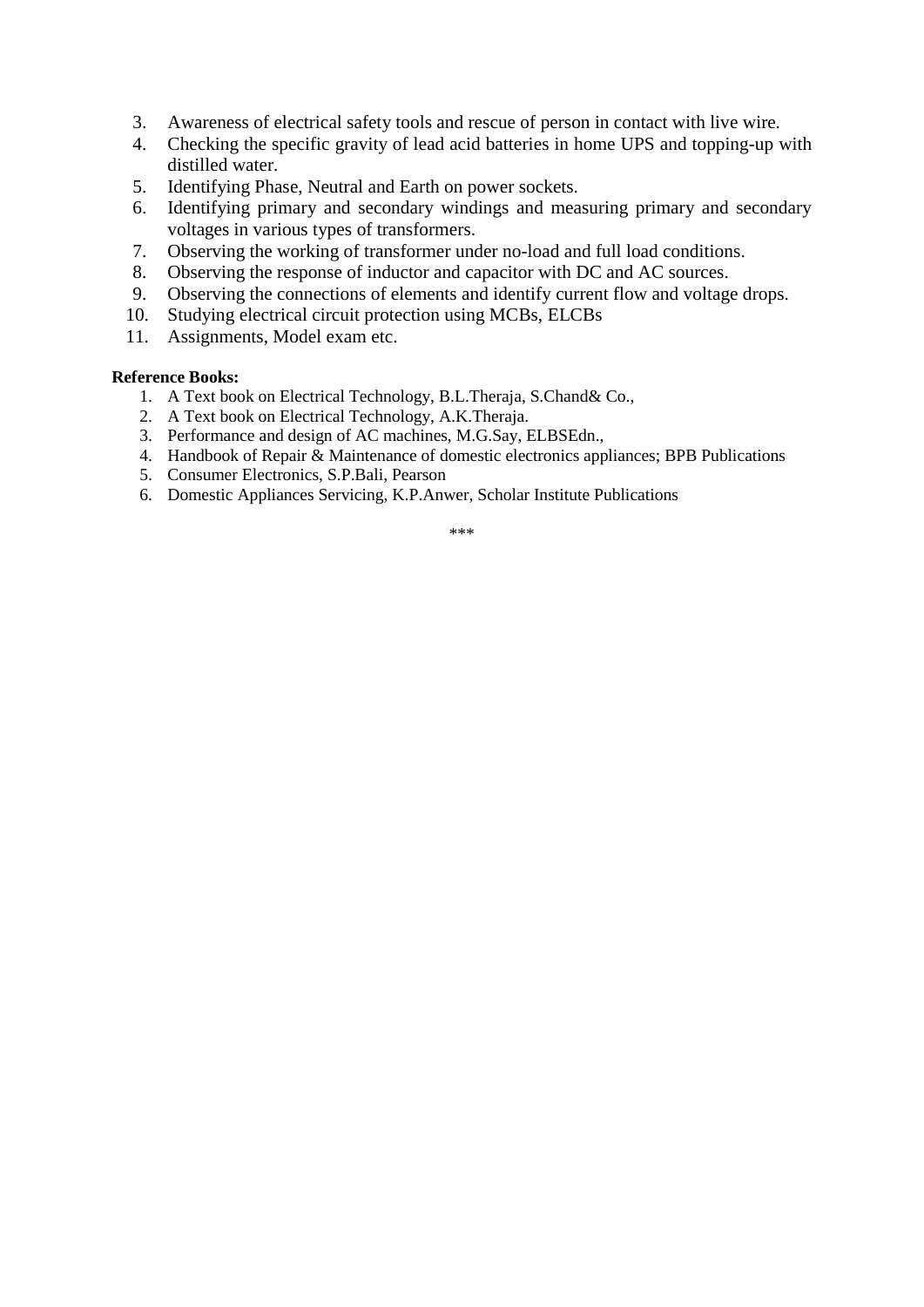3. Awareness of electrical safety tools and rescue of person in contact with live wire.
4. Checking the specific gravity of lead acid batteries in home UPS and topping-up with distilled water.
5. Identifying Phase, Neutral and Earth on power sockets.
6. Identifying primary and secondary windings and measuring primary and secondary voltages in various types of transformers.
7. Observing the working of transformer under no-load and full load conditions.
8. Observing the response of inductor and capacitor with DC and AC sources.
9. Observing the connections of elements and identify current flow and voltage drops.
10. Studying electrical circuit protection using MCBs, ELCBs
11. Assignments, Model exam etc.

**Reference Books:**

1. A Text book on Electrical Technology, B.L.Theraja, S.Chand& Co.,
2. A Text book on Electrical Technology, A.K.Theraja.
3. Performance and design of AC machines, M.G.Say, ELBSEdn.,
4. Handbook of Repair & Maintenance of domestic electronics appliances; BPB Publications
5. Consumer Electronics, S.P.Bali, Pearson
6. Domestic Appliances Servicing, K.P.Anwer, Scholar Institute Publications

***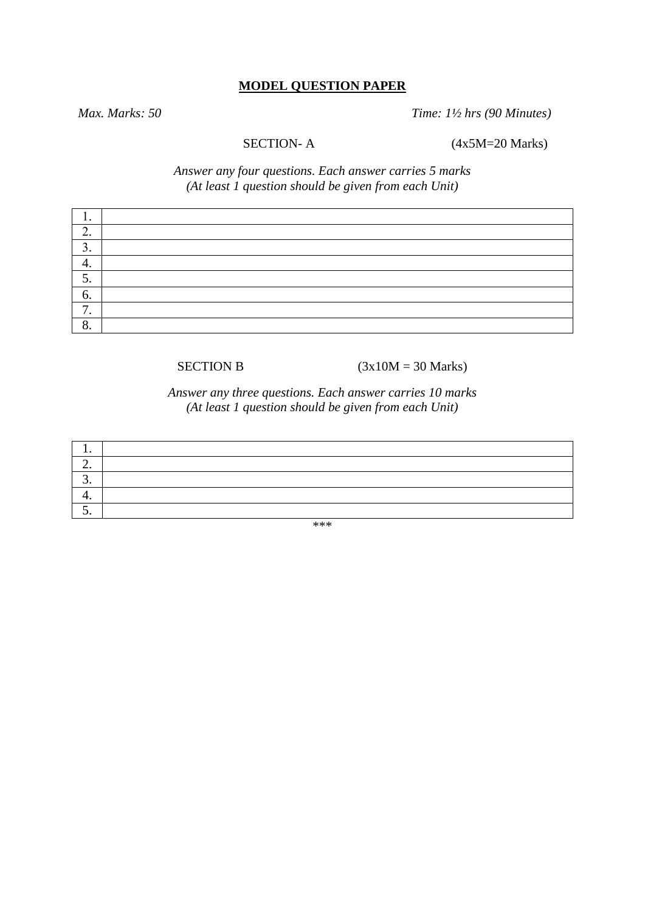**<u>MODEL QUESTION PAPER</u>**

*Max. Marks: 50* *Time: 1½ hrs (90 Minutes)*

SECTION- A (4x5M=20 Marks)

*Answer any four questions. Each answer carries 5 marks*
*(At least 1 question should be given from each Unit)*

| | |
|---|---|
| 1. | |
| 2. | |
| 3. | |
| 4. | |
| 5. | |
| 6. | |
| 7. | |
| 8. | |

SECTION B (3x10M = 30 Marks)

*Answer any three questions. Each answer carries 10 marks*
*(At least 1 question should be given from each Unit)*

| | |
|---|---|
| 1. | |
| 2. | |
| 3. | |
| 4. | |
| 5. | |

***